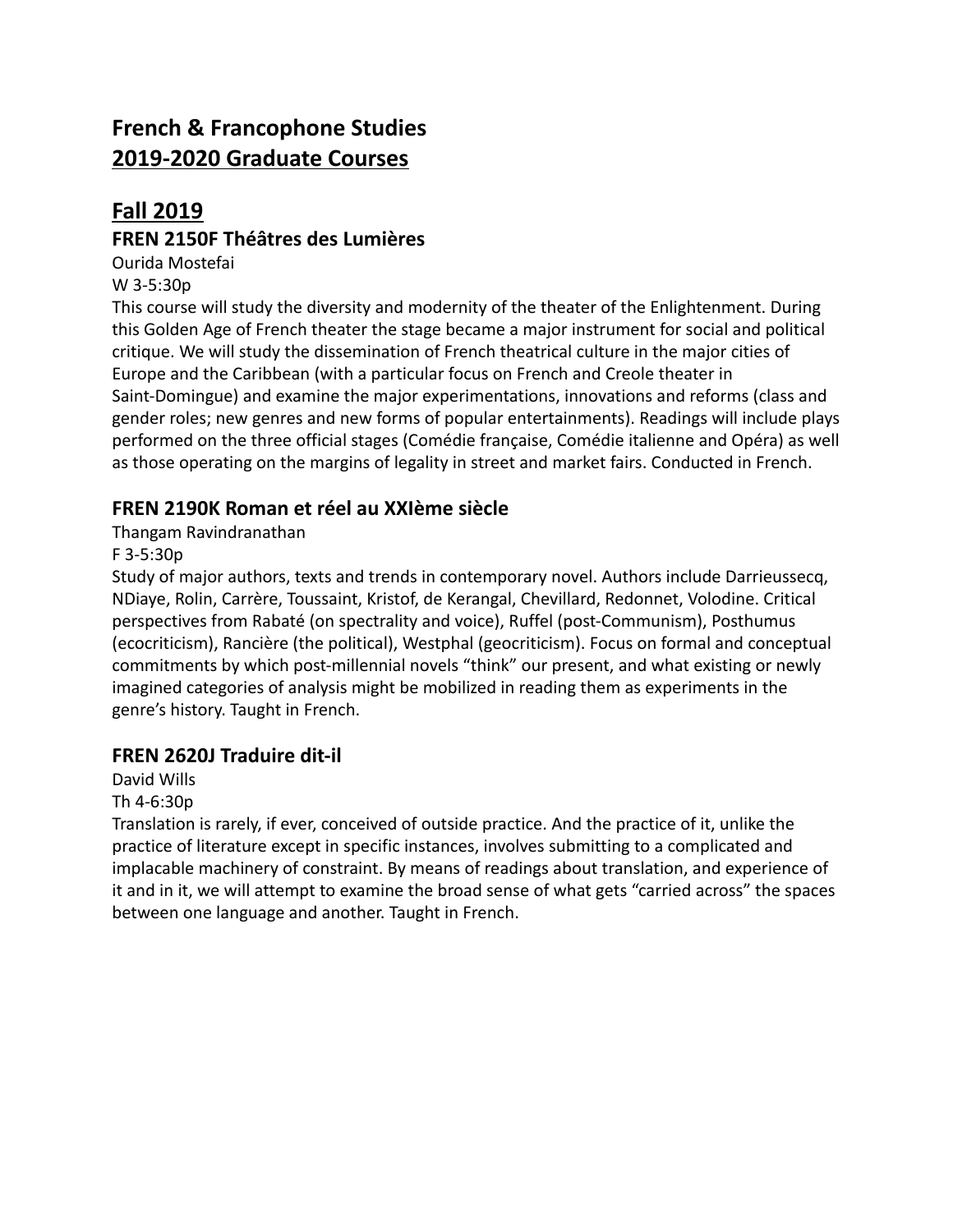# French & Francophone Studies
# 2019-2020 Graduate Courses

## Fall 2019

### FREN 2150F Théâtres des Lumières

Ourida Mostefai
W 3-5:30p

This course will study the diversity and modernity of the theater of the Enlightenment. During this Golden Age of French theater the stage became a major instrument for social and political critique. We will study the dissemination of French theatrical culture in the major cities of Europe and the Caribbean (with a particular focus on French and Creole theater in Saint-Domingue) and examine the major experimentations, innovations and reforms (class and gender roles; new genres and new forms of popular entertainments). Readings will include plays performed on the three official stages (Comédie française, Comédie italienne and Opéra) as well as those operating on the margins of legality in street and market fairs. Conducted in French.

### FREN 2190K Roman et réel au XXIème siècle

Thangam Ravindranathan
F 3-5:30p

Study of major authors, texts and trends in contemporary novel. Authors include Darrieussecq, NDiaye, Rolin, Carrère, Toussaint, Kristof, de Kerangal, Chevillard, Redonnet, Volodine. Critical perspectives from Rabaté (on spectrality and voice), Ruffel (post-Communism), Posthumus (ecocriticism), Rancière (the political), Westphal (geocriticism). Focus on formal and conceptual commitments by which post-millennial novels "think" our present, and what existing or newly imagined categories of analysis might be mobilized in reading them as experiments in the genre's history. Taught in French.

### FREN 2620J Traduire dit-il

David Wills
Th 4-6:30p

Translation is rarely, if ever, conceived of outside practice. And the practice of it, unlike the practice of literature except in specific instances, involves submitting to a complicated and implacable machinery of constraint. By means of readings about translation, and experience of it and in it, we will attempt to examine the broad sense of what gets "carried across" the spaces between one language and another. Taught in French.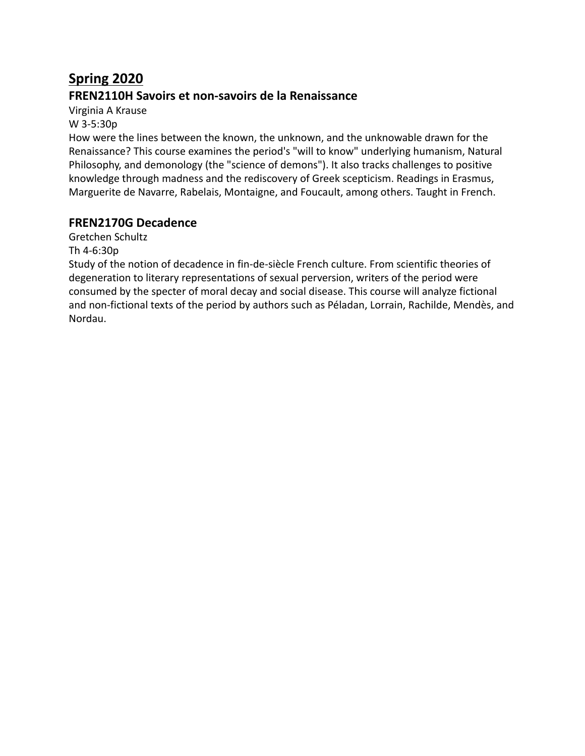## Spring 2020

### FREN2110H Savoirs et non-savoirs de la Renaissance

Virginia A Krause

W 3-5:30p

How were the lines between the known, the unknown, and the unknowable drawn for the Renaissance? This course examines the period's "will to know" underlying humanism, Natural Philosophy, and demonology (the "science of demons"). It also tracks challenges to positive knowledge through madness and the rediscovery of Greek scepticism. Readings in Erasmus, Marguerite de Navarre, Rabelais, Montaigne, and Foucault, among others. Taught in French.

### FREN2170G Decadence

Gretchen Schultz

Th 4-6:30p

Study of the notion of decadence in fin-de-siècle French culture. From scientific theories of degeneration to literary representations of sexual perversion, writers of the period were consumed by the specter of moral decay and social disease. This course will analyze fictional and non-fictional texts of the period by authors such as Péladan, Lorrain, Rachilde, Mendès, and Nordau.